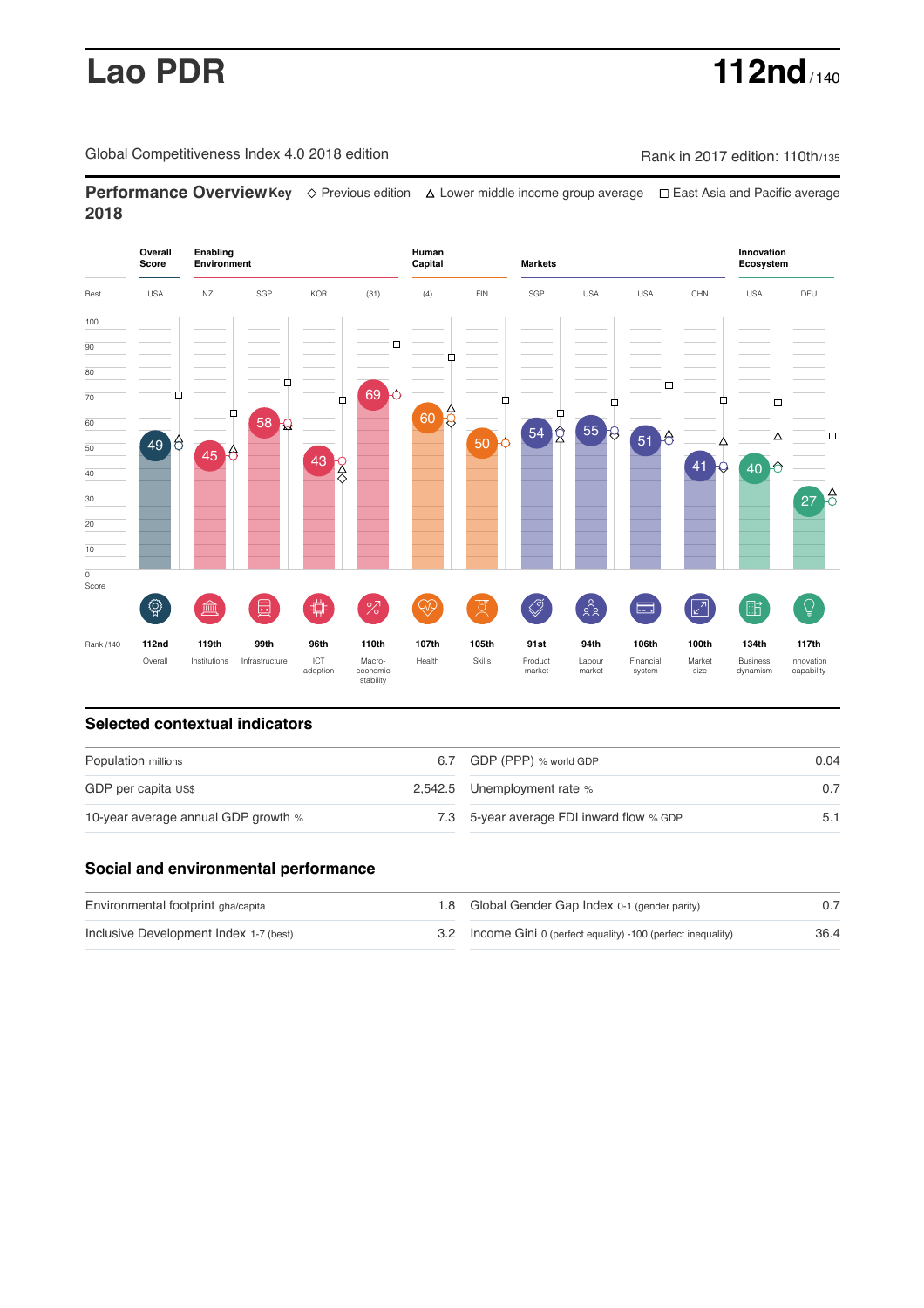# Lao PDR

**112nd** / 140

Global Competitiveness Index 4.0 2018 edition

Rank in 2017 edition: 110th/135

## Performance Overview 2018

Key ◇ Previous edition △ Lower middle income group average □ East Asia and Pacific average

| | Overall Score | Enabling Environment | | | | Human Capital | | Markets | | | | Innovation Ecosystem | |
|---|---|---|---|---|---|---|---|---|---|---|---|---|---|
| Best | USA | NZL | SGP | KOR | (31) | (4) | FIN | SGP | USA | USA | CHN | USA | DEU |
| Score | 49 | 45 | 58 | 43 | 69 | 60 | 50 | 54 | 55 | 51 | 41 | 40 | 27 |
| Rank /140 | 112nd | 119th | 99th | 96th | 110th | 107th | 105th | 91st | 94th | 106th | 100th | 134th | 117th |
| | Overall | Institutions | Infrastructure | ICT adoption | Macro-economic stability | Health | Skills | Product market | Labour market | Financial system | Market size | Business dynamism | Innovation capability |

## Selected contextual indicators

| | | | |
|---|---|---|---|
| Population millions | 6.7 | GDP (PPP) % world GDP | 0.04 |
| GDP per capita US$ | 2,542.5 | Unemployment rate % | 0.7 |
| 10-year average annual GDP growth % | 7.3 | 5-year average FDI inward flow % GDP | 5.1 |

## Social and environmental performance

| | | | |
|---|---|---|---|
| Environmental footprint gha/capita | 1.8 | Global Gender Gap Index 0-1 (gender parity) | 0.7 |
| Inclusive Development Index 1-7 (best) | 3.2 | Income Gini 0 (perfect equality) -100 (perfect inequality) | 36.4 |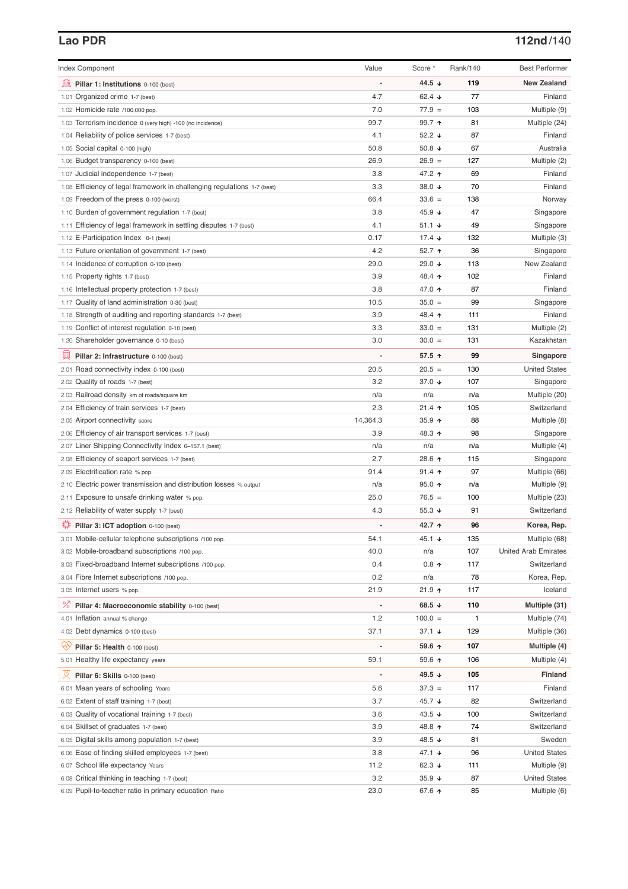## Lao PDR

**112nd/140**

| Index Component | Value | Score * | Rank/140 | Best Performer |
|---|---|---|---|---|
| **Pillar 1: Institutions** 0-100 (best) | - | **44.5 ↓** | **119** | **New Zealand** |
| 1.01 Organized crime 1-7 (best) | 4.7 | 62.4 ↓ | 77 | Finland |
| 1.02 Homicide rate /100,000 pop. | 7.0 | 77.9 = | 103 | Multiple (9) |
| 1.03 Terrorism incidence 0 (very high) -100 (no incidence) | 99.7 | 99.7 ↑ | 81 | Multiple (24) |
| 1.04 Reliability of police services 1-7 (best) | 4.1 | 52.2 ↓ | 87 | Finland |
| 1.05 Social capital 0-100 (high) | 50.8 | 50.8 ↓ | 67 | Australia |
| 1.06 Budget transparency 0-100 (best) | 26.9 | 26.9 = | 127 | Multiple (2) |
| 1.07 Judicial independence 1-7 (best) | 3.8 | 47.2 ↑ | 69 | Finland |
| 1.08 Efficiency of legal framework in challenging regulations 1-7 (best) | 3.3 | 38.0 ↓ | 70 | Finland |
| 1.09 Freedom of the press 0-100 (worst) | 66.4 | 33.6 = | 138 | Norway |
| 1.10 Burden of government regulation 1-7 (best) | 3.8 | 45.9 ↓ | 47 | Singapore |
| 1.11 Efficiency of legal framework in settling disputes 1-7 (best) | 4.1 | 51.1 ↓ | 49 | Singapore |
| 1.12 E-Participation Index 0-1 (best) | 0.17 | 17.4 ↓ | 132 | Multiple (3) |
| 1.13 Future orientation of government 1-7 (best) | 4.2 | 52.7 ↑ | 36 | Singapore |
| 1.14 Incidence of corruption 0-100 (best) | 29.0 | 29.0 ↓ | 113 | New Zealand |
| 1.15 Property rights 1-7 (best) | 3.9 | 48.4 ↑ | 102 | Finland |
| 1.16 Intellectual property protection 1-7 (best) | 3.8 | 47.0 ↑ | 87 | Finland |
| 1.17 Quality of land administration 0-30 (best) | 10.5 | 35.0 = | 99 | Singapore |
| 1.18 Strength of auditing and reporting standards 1-7 (best) | 3.9 | 48.4 ↑ | 111 | Finland |
| 1.19 Conflict of interest regulation 0-10 (best) | 3.3 | 33.0 = | 131 | Multiple (2) |
| 1.20 Shareholder governance 0-10 (best) | 3.0 | 30.0 = | 131 | Kazakhstan |
| **Pillar 2: Infrastructure** 0-100 (best) | - | **57.5 ↑** | **99** | **Singapore** |
| 2.01 Road connectivity index 0-100 (best) | 20.5 | 20.5 = | 130 | United States |
| 2.02 Quality of roads 1-7 (best) | 3.2 | 37.0 ↓ | 107 | Singapore |
| 2.03 Railroad density km of roads/square km | n/a | n/a | n/a | Multiple (20) |
| 2.04 Efficiency of train services 1-7 (best) | 2.3 | 21.4 ↑ | 105 | Switzerland |
| 2.05 Airport connectivity score | 14,364.3 | 35.9 ↑ | 88 | Multiple (8) |
| 2.06 Efficiency of air transport services 1-7 (best) | 3.9 | 48.3 ↑ | 98 | Singapore |
| 2.07 Liner Shipping Connectivity Index 0–157.1 (best) | n/a | n/a | n/a | Multiple (4) |
| 2.08 Efficiency of seaport services 1-7 (best) | 2.7 | 28.6 ↑ | 115 | Singapore |
| 2.09 Electrification rate % pop. | 91.4 | 91.4 ↑ | 97 | Multiple (66) |
| 2.10 Electric power transmission and distribution losses % output | n/a | 95.0 ↑ | n/a | Multiple (9) |
| 2.11 Exposure to unsafe drinking water % pop. | 25.0 | 76.5 = | 100 | Multiple (23) |
| 2.12 Reliability of water supply 1-7 (best) | 4.3 | 55.3 ↓ | 91 | Switzerland |
| **Pillar 3: ICT adoption** 0-100 (best) | - | **42.7 ↑** | **96** | **Korea, Rep.** |
| 3.01 Mobile-cellular telephone subscriptions /100 pop. | 54.1 | 45.1 ↓ | 135 | Multiple (68) |
| 3.02 Mobile-broadband subscriptions /100 pop. | 40.0 | n/a | 107 | United Arab Emirates |
| 3.03 Fixed-broadband Internet subscriptions /100 pop. | 0.4 | 0.8 ↑ | 117 | Switzerland |
| 3.04 Fibre Internet subscriptions /100 pop. | 0.2 | n/a | 78 | Korea, Rep. |
| 3.05 Internet users % pop. | 21.9 | 21.9 ↑ | 117 | Iceland |
| **Pillar 4: Macroeconomic stability** 0-100 (best) | - | **68.5 ↓** | **110** | **Multiple (31)** |
| 4.01 Inflation annual % change | 1.2 | 100.0 = | 1 | Multiple (74) |
| 4.02 Debt dynamics 0-100 (best) | 37.1 | 37.1 ↓ | 129 | Multiple (36) |
| **Pillar 5: Health** 0-100 (best) | - | **59.6 ↑** | **107** | **Multiple (4)** |
| 5.01 Healthy life expectancy years | 59.1 | 59.6 ↑ | 106 | Multiple (4) |
| **Pillar 6: Skills** 0-100 (best) | - | **49.5 ↓** | **105** | **Finland** |
| 6.01 Mean years of schooling Years | 5.6 | 37.3 = | 117 | Finland |
| 6.02 Extent of staff training 1-7 (best) | 3.7 | 45.7 ↓ | 82 | Switzerland |
| 6.03 Quality of vocational training 1-7 (best) | 3.6 | 43.5 ↓ | 100 | Switzerland |
| 6.04 Skillset of graduates 1-7 (best) | 3.9 | 48.8 ↑ | 74 | Switzerland |
| 6.05 Digital skills among population 1-7 (best) | 3.9 | 48.5 ↓ | 81 | Sweden |
| 6.06 Ease of finding skilled employees 1-7 (best) | 3.8 | 47.1 ↓ | 96 | United States |
| 6.07 School life expectancy Years | 11.2 | 62.3 ↓ | 111 | Multiple (9) |
| 6.08 Critical thinking in teaching 1-7 (best) | 3.2 | 35.9 ↓ | 87 | United States |
| 6.09 Pupil-to-teacher ratio in primary education Ratio | 23.0 | 67.6 ↑ | 85 | Multiple (6) |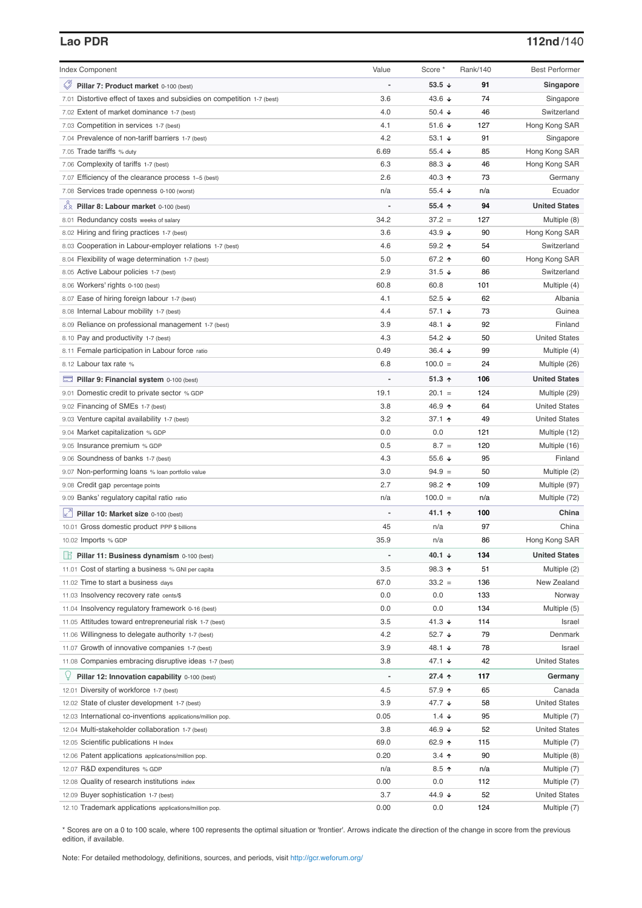## Lao PDR **112nd**/140

| Index Component | Value | Score * | Rank/140 | Best Performer |
|---|---|---|---|---|
| **Pillar 7: Product market** 0-100 (best) | - | **53.5 ↓** | **91** | **Singapore** |
| 7.01 Distortive effect of taxes and subsidies on competition 1-7 (best) | 3.6 | 43.6 ↓ | 74 | Singapore |
| 7.02 Extent of market dominance 1-7 (best) | 4.0 | 50.4 ↓ | 46 | Switzerland |
| 7.03 Competition in services 1-7 (best) | 4.1 | 51.6 ↓ | 127 | Hong Kong SAR |
| 7.04 Prevalence of non-tariff barriers 1-7 (best) | 4.2 | 53.1 ↓ | 91 | Singapore |
| 7.05 Trade tariffs % duty | 6.69 | 55.4 ↓ | 85 | Hong Kong SAR |
| 7.06 Complexity of tariffs 1-7 (best) | 6.3 | 88.3 ↓ | 46 | Hong Kong SAR |
| 7.07 Efficiency of the clearance process 1–5 (best) | 2.6 | 40.3 ↑ | 73 | Germany |
| 7.08 Services trade openness 0-100 (worst) | n/a | 55.4 ↓ | n/a | Ecuador |
| **Pillar 8: Labour market** 0-100 (best) | - | **55.4 ↑** | **94** | **United States** |
| 8.01 Redundancy costs weeks of salary | 34.2 | 37.2 = | 127 | Multiple (8) |
| 8.02 Hiring and firing practices 1-7 (best) | 3.6 | 43.9 ↓ | 90 | Hong Kong SAR |
| 8.03 Cooperation in Labour-employer relations 1-7 (best) | 4.6 | 59.2 ↑ | 54 | Switzerland |
| 8.04 Flexibility of wage determination 1-7 (best) | 5.0 | 67.2 ↑ | 60 | Hong Kong SAR |
| 8.05 Active Labour policies 1-7 (best) | 2.9 | 31.5 ↓ | 86 | Switzerland |
| 8.06 Workers' rights 0-100 (best) | 60.8 | 60.8 | 101 | Multiple (4) |
| 8.07 Ease of hiring foreign labour 1-7 (best) | 4.1 | 52.5 ↓ | 62 | Albania |
| 8.08 Internal Labour mobility 1-7 (best) | 4.4 | 57.1 ↓ | 73 | Guinea |
| 8.09 Reliance on professional management 1-7 (best) | 3.9 | 48.1 ↓ | 92 | Finland |
| 8.10 Pay and productivity 1-7 (best) | 4.3 | 54.2 ↓ | 50 | United States |
| 8.11 Female participation in Labour force ratio | 0.49 | 36.4 ↓ | 99 | Multiple (4) |
| 8.12 Labour tax rate % | 6.8 | 100.0 = | 24 | Multiple (26) |
| **Pillar 9: Financial system** 0-100 (best) | - | **51.3 ↑** | **106** | **United States** |
| 9.01 Domestic credit to private sector % GDP | 19.1 | 20.1 = | 124 | Multiple (29) |
| 9.02 Financing of SMEs 1-7 (best) | 3.8 | 46.9 ↑ | 64 | United States |
| 9.03 Venture capital availability 1-7 (best) | 3.2 | 37.1 ↑ | 49 | United States |
| 9.04 Market capitalization % GDP | 0.0 | 0.0 | 121 | Multiple (12) |
| 9.05 Insurance premium % GDP | 0.5 | 8.7 = | 120 | Multiple (16) |
| 9.06 Soundness of banks 1-7 (best) | 4.3 | 55.6 ↓ | 95 | Finland |
| 9.07 Non-performing loans % loan portfolio value | 3.0 | 94.9 = | 50 | Multiple (2) |
| 9.08 Credit gap percentage points | 2.7 | 98.2 ↑ | 109 | Multiple (97) |
| 9.09 Banks' regulatory capital ratio ratio | n/a | 100.0 = | n/a | Multiple (72) |
| **Pillar 10: Market size** 0-100 (best) | - | **41.1 ↑** | **100** | **China** |
| 10.01 Gross domestic product PPP $ billions | 45 | n/a | 97 | China |
| 10.02 Imports % GDP | 35.9 | n/a | 86 | Hong Kong SAR |
| **Pillar 11: Business dynamism** 0-100 (best) | - | **40.1 ↓** | **134** | **United States** |
| 11.01 Cost of starting a business % GNI per capita | 3.5 | 98.3 ↑ | 51 | Multiple (2) |
| 11.02 Time to start a business days | 67.0 | 33.2 = | 136 | New Zealand |
| 11.03 Insolvency recovery rate cents/$ | 0.0 | 0.0 | 133 | Norway |
| 11.04 Insolvency regulatory framework 0-16 (best) | 0.0 | 0.0 | 134 | Multiple (5) |
| 11.05 Attitudes toward entrepreneurial risk 1-7 (best) | 3.5 | 41.3 ↓ | 114 | Israel |
| 11.06 Willingness to delegate authority 1-7 (best) | 4.2 | 52.7 ↓ | 79 | Denmark |
| 11.07 Growth of innovative companies 1-7 (best) | 3.9 | 48.1 ↓ | 78 | Israel |
| 11.08 Companies embracing disruptive ideas 1-7 (best) | 3.8 | 47.1 ↓ | 42 | United States |
| **Pillar 12: Innovation capability** 0-100 (best) | - | **27.4 ↑** | **117** | **Germany** |
| 12.01 Diversity of workforce 1-7 (best) | 4.5 | 57.9 ↑ | 65 | Canada |
| 12.02 State of cluster development 1-7 (best) | 3.9 | 47.7 ↓ | 58 | United States |
| 12.03 International co-inventions applications/million pop. | 0.05 | 1.4 ↓ | 95 | Multiple (7) |
| 12.04 Multi-stakeholder collaboration 1-7 (best) | 3.8 | 46.9 ↓ | 52 | United States |
| 12.05 Scientific publications H Index | 69.0 | 62.9 ↑ | 115 | Multiple (7) |
| 12.06 Patent applications applications/million pop. | 0.20 | 3.4 ↑ | 90 | Multiple (8) |
| 12.07 R&D expenditures % GDP | n/a | 8.5 ↑ | n/a | Multiple (7) |
| 12.08 Quality of research institutions index | 0.00 | 0.0 | 112 | Multiple (7) |
| 12.09 Buyer sophistication 1-7 (best) | 3.7 | 44.9 ↓ | 52 | United States |
| 12.10 Trademark applications applications/million pop. | 0.00 | 0.0 | 124 | Multiple (7) |

\* Scores are on a 0 to 100 scale, where 100 represents the optimal situation or 'frontier'. Arrows indicate the direction of the change in score from the previous edition, if available.

Note: For detailed methodology, definitions, sources, and periods, visit http://gcr.weforum.org/